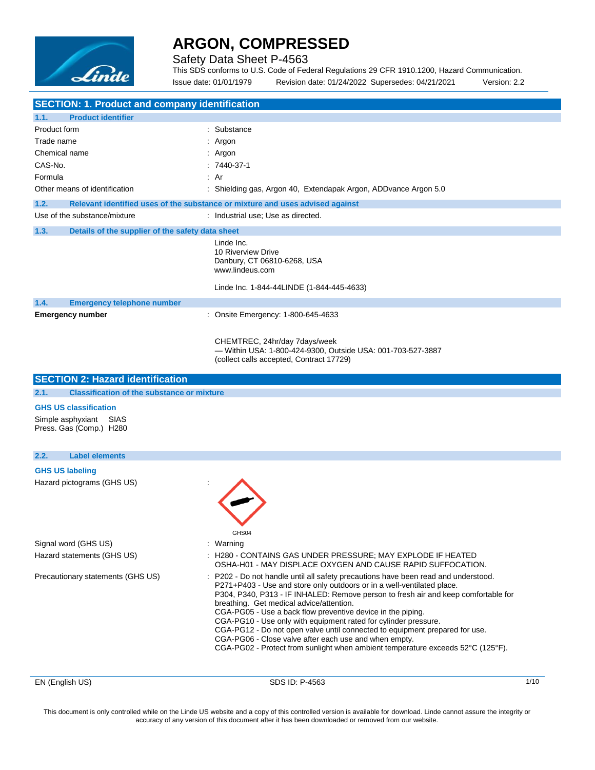# ARGON, COMPRESSED

Safety Data Sheet P-4563

This SDS conforms to U.S. Code of Federal Regulations 29 CFR 1910.1200, Hazard Communication.

Issue date: 01/01/1979 Revision date: 01/24/2022 Supersedes: 04/21/2021 Version: 2.2

## SECTION: 1. Product and company identification

### 1.1. Product identifier

| | |
|---|---|
| Product form | : Substance |
| Trade name | : Argon |
| Chemical name | : Argon |
| CAS-No. | : 7440-37-1 |
| Formula | : Ar |
| Other means of identification | : Shielding gas, Argon 40, Extendapak Argon, ADDvance Argon 5.0 |

### 1.2. Relevant identified uses of the substance or mixture and uses advised against

Use of the substance/mixture : Industrial use; Use as directed.

### 1.3. Details of the supplier of the safety data sheet

Linde Inc.
10 Riverview Drive
Danbury, CT 06810-6268, USA
www.lindeus.com

Linde Inc. 1-844-44LINDE (1-844-445-4633)

### 1.4. Emergency telephone number

**Emergency number** : Onsite Emergency: 1-800-645-4633

CHEMTREC, 24hr/day 7days/week
— Within USA: 1-800-424-9300, Outside USA: 001-703-527-3887
(collect calls accepted, Contract 17729)

## SECTION 2: Hazard identification

### 2.1. Classification of the substance or mixture

**GHS US classification**

Simple asphyxiant SIAS
Press. Gas (Comp.) H280

### 2.2. Label elements

**GHS US labeling**

Hazard pictograms (GHS US) :

GHS04

| | |
|---|---|
| Signal word (GHS US) | : Warning |
| Hazard statements (GHS US) | : H280 - CONTAINS GAS UNDER PRESSURE; MAY EXPLODE IF HEATED<br>OSHA-H01 - MAY DISPLACE OXYGEN AND CAUSE RAPID SUFFOCATION. |
| Precautionary statements (GHS US) | : P202 - Do not handle until all safety precautions have been read and understood.<br>P271+P403 - Use and store only outdoors or in a well-ventilated place.<br>P304, P340, P313 - IF INHALED: Remove person to fresh air and keep comfortable for breathing. Get medical advice/attention.<br>CGA-PG05 - Use a back flow preventive device in the piping.<br>CGA-PG10 - Use only with equipment rated for cylinder pressure.<br>CGA-PG12 - Do not open valve until connected to equipment prepared for use.<br>CGA-PG06 - Close valve after each use and when empty.<br>CGA-PG02 - Protect from sunlight when ambient temperature exceeds 52°C (125°F). |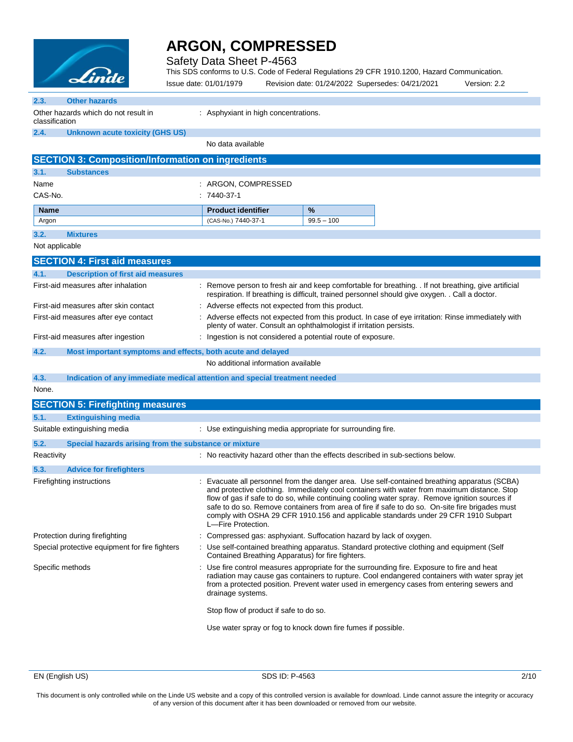### 2.3. Other hazards

Other hazards which do not result in classification : Asphyxiant in high concentrations.

### 2.4. Unknown acute toxicity (GHS US)

No data available

## SECTION 3: Composition/Information on ingredients

### 3.1. Substances

Name : ARGON, COMPRESSED

CAS-No. : 7440-37-1

| Name | Product identifier | % |
|---|---|---|
| Argon | (CAS-No.) 7440-37-1 | 99.5 – 100 |

### 3.2. Mixtures

Not applicable

## SECTION 4: First aid measures

### 4.1. Description of first aid measures

First-aid measures after inhalation : Remove person to fresh air and keep comfortable for breathing. . If not breathing, give artificial respiration. If breathing is difficult, trained personnel should give oxygen. . Call a doctor.

First-aid measures after skin contact : Adverse effects not expected from this product.

First-aid measures after eye contact : Adverse effects not expected from this product. In case of eye irritation: Rinse immediately with plenty of water. Consult an ophthalmologist if irritation persists.

First-aid measures after ingestion : Ingestion is not considered a potential route of exposure.

### 4.2. Most important symptoms and effects, both acute and delayed

No additional information available

### 4.3. Indication of any immediate medical attention and special treatment needed

None.

## SECTION 5: Firefighting measures

### 5.1. Extinguishing media

Suitable extinguishing media : Use extinguishing media appropriate for surrounding fire.

### 5.2. Special hazards arising from the substance or mixture

Reactivity : No reactivity hazard other than the effects described in sub-sections below.

### 5.3. Advice for firefighters

Firefighting instructions : Evacuate all personnel from the danger area. Use self-contained breathing apparatus (SCBA) and protective clothing. Immediately cool containers with water from maximum distance. Stop flow of gas if safe to do so, while continuing cooling water spray. Remove ignition sources if safe to do so. Remove containers from area of fire if safe to do so. On-site fire brigades must comply with OSHA 29 CFR 1910.156 and applicable standards under 29 CFR 1910 Subpart L—Fire Protection.

Protection during firefighting : Compressed gas: asphyxiant. Suffocation hazard by lack of oxygen.

Special protective equipment for fire fighters : Use self-contained breathing apparatus. Standard protective clothing and equipment (Self Contained Breathing Apparatus) for fire fighters.

Specific methods : Use fire control measures appropriate for the surrounding fire. Exposure to fire and heat radiation may cause gas containers to rupture. Cool endangered containers with water spray jet from a protected position. Prevent water used in emergency cases from entering sewers and drainage systems.

Stop flow of product if safe to do so.

Use water spray or fog to knock down fire fumes if possible.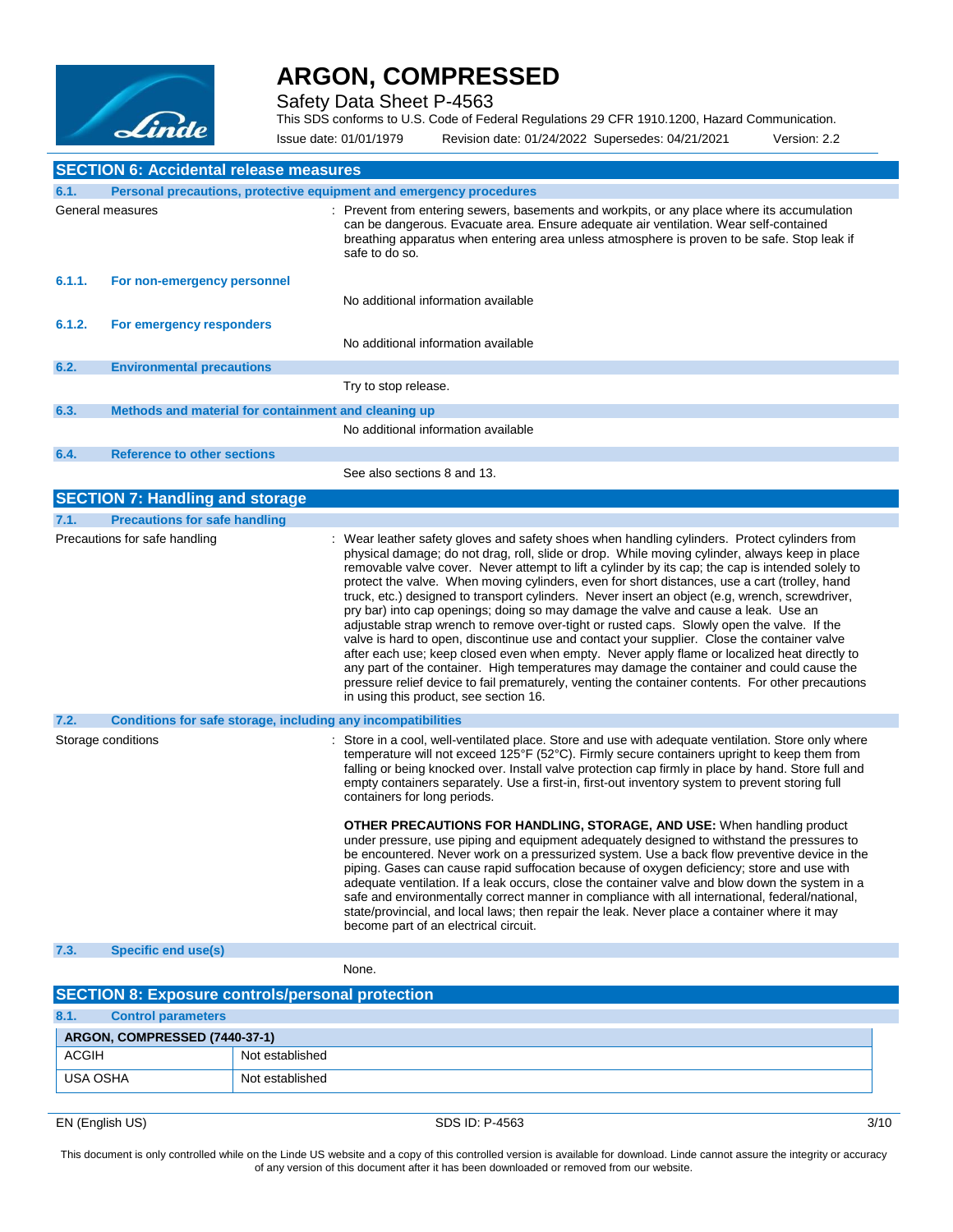## SECTION 6: Accidental release measures

### 6.1. Personal precautions, protective equipment and emergency procedures

General measures : Prevent from entering sewers, basements and workpits, or any place where its accumulation can be dangerous. Evacuate area. Ensure adequate air ventilation. Wear self-contained breathing apparatus when entering area unless atmosphere is proven to be safe. Stop leak if safe to do so.

#### 6.1.1. For non-emergency personnel

No additional information available

#### 6.1.2. For emergency responders

No additional information available

### 6.2. Environmental precautions

Try to stop release.

### 6.3. Methods and material for containment and cleaning up

No additional information available

### 6.4. Reference to other sections

See also sections 8 and 13.

## SECTION 7: Handling and storage

### 7.1. Precautions for safe handling

Precautions for safe handling : Wear leather safety gloves and safety shoes when handling cylinders. Protect cylinders from physical damage; do not drag, roll, slide or drop. While moving cylinder, always keep in place removable valve cover. Never attempt to lift a cylinder by its cap; the cap is intended solely to protect the valve. When moving cylinders, even for short distances, use a cart (trolley, hand truck, etc.) designed to transport cylinders. Never insert an object (e.g, wrench, screwdriver, pry bar) into cap openings; doing so may damage the valve and cause a leak. Use an adjustable strap wrench to remove over-tight or rusted caps. Slowly open the valve. If the valve is hard to open, discontinue use and contact your supplier. Close the container valve after each use; keep closed even when empty. Never apply flame or localized heat directly to any part of the container. High temperatures may damage the container and could cause the pressure relief device to fail prematurely, venting the container contents. For other precautions in using this product, see section 16.

### 7.2. Conditions for safe storage, including any incompatibilities

Storage conditions : Store in a cool, well-ventilated place. Store and use with adequate ventilation. Store only where temperature will not exceed 125°F (52°C). Firmly secure containers upright to keep them from falling or being knocked over. Install valve protection cap firmly in place by hand. Store full and empty containers separately. Use a first-in, first-out inventory system to prevent storing full containers for long periods.

**OTHER PRECAUTIONS FOR HANDLING, STORAGE, AND USE:** When handling product under pressure, use piping and equipment adequately designed to withstand the pressures to be encountered. Never work on a pressurized system. Use a back flow preventive device in the piping. Gases can cause rapid suffocation because of oxygen deficiency; store and use with adequate ventilation. If a leak occurs, close the container valve and blow down the system in a safe and environmentally correct manner in compliance with all international, federal/national, state/provincial, and local laws; then repair the leak. Never place a container where it may become part of an electrical circuit.

### 7.3. Specific end use(s)

None.

## SECTION 8: Exposure controls/personal protection

### 8.1. Control parameters

| ARGON, COMPRESSED (7440-37-1) | |
|---|---|
| ACGIH | Not established |
| USA OSHA | Not established |

This document is only controlled while on the Linde US website and a copy of this controlled version is available for download. Linde cannot assure the integrity or accuracy of any version of this document after it has been downloaded or removed from our website.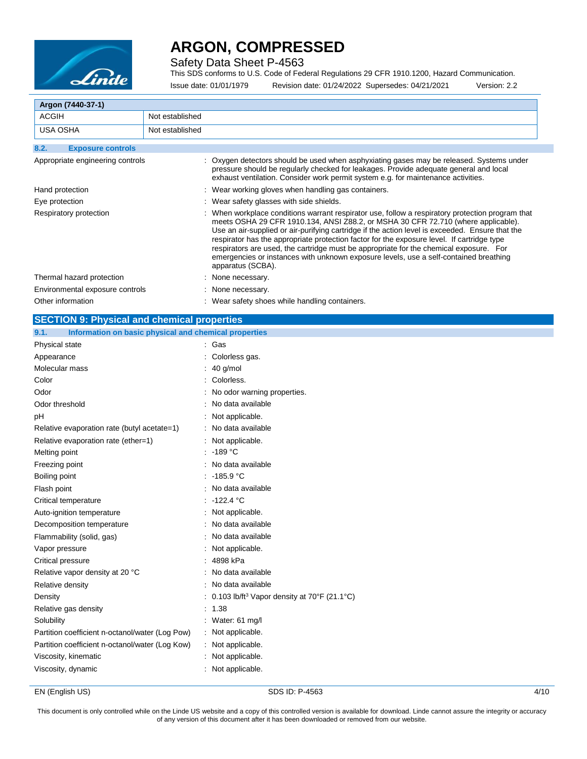| Argon (7440-37-1) | |
|---|---|
| ACGIH | Not established |
| USA OSHA | Not established |

### 8.2. Exposure controls

Appropriate engineering controls : Oxygen detectors should be used when asphyxiating gases may be released. Systems under pressure should be regularly checked for leakages. Provide adequate general and local exhaust ventilation. Consider work permit system e.g. for maintenance activities.

Hand protection : Wear working gloves when handling gas containers.

Eye protection : Wear safety glasses with side shields.

Respiratory protection : When workplace conditions warrant respirator use, follow a respiratory protection program that meets OSHA 29 CFR 1910.134, ANSI Z88.2, or MSHA 30 CFR 72.710 (where applicable). Use an air-supplied or air-purifying cartridge if the action level is exceeded. Ensure that the respirator has the appropriate protection factor for the exposure level. If cartridge type respirators are used, the cartridge must be appropriate for the chemical exposure. For emergencies or instances with unknown exposure levels, use a self-contained breathing apparatus (SCBA).

Thermal hazard protection : None necessary.

Environmental exposure controls : None necessary.

Other information : Wear safety shoes while handling containers.

## SECTION 9: Physical and chemical properties

### 9.1. Information on basic physical and chemical properties

Physical state : Gas

Appearance : Colorless gas.

Molecular mass : 40 g/mol

Color : Colorless.

Odor : No odor warning properties.

Odor threshold : No data available

pH : Not applicable.

Relative evaporation rate (butyl acetate=1) : No data available

Relative evaporation rate (ether=1) : Not applicable.

Melting point : -189 °C

Freezing point : No data available

Boiling point : -185.9 °C

Flash point : No data available

Critical temperature : -122.4 °C

Auto-ignition temperature : Not applicable.

Decomposition temperature : No data available

Flammability (solid, gas) : No data available

Vapor pressure : Not applicable.

Critical pressure : 4898 kPa

Relative vapor density at 20 °C : No data available

Relative density : No data available

Density : 0.103 lb/ft$^3$ Vapor density at 70°F (21.1°C)

Relative gas density : 1.38

Solubility : Water: 61 mg/l

Partition coefficient n-octanol/water (Log Pow) : Not applicable.

Partition coefficient n-octanol/water (Log Kow) : Not applicable.

Viscosity, kinematic : Not applicable.

Viscosity, dynamic : Not applicable.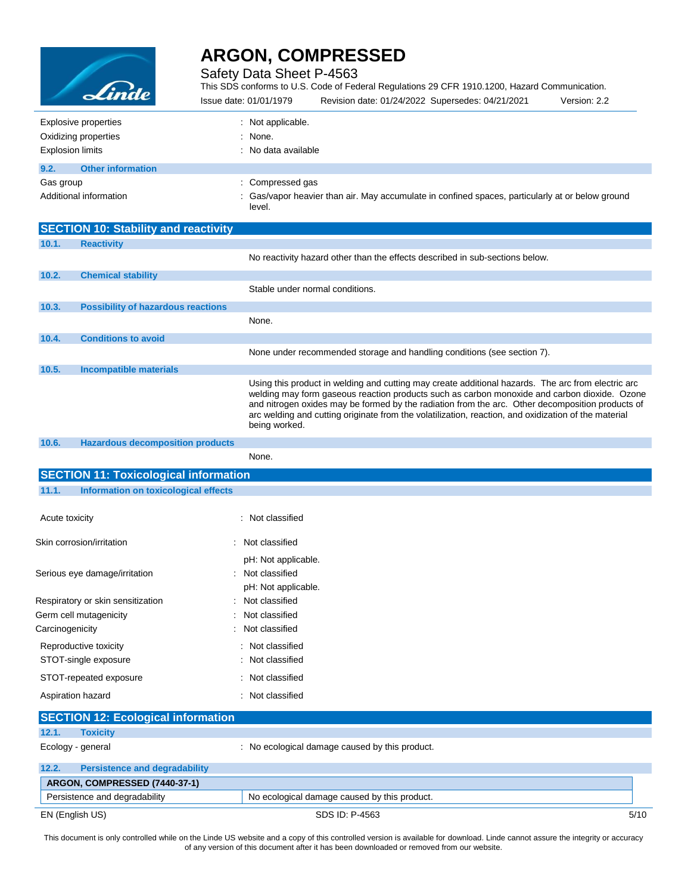| | |
|---|---|
| Explosive properties | : Not applicable. |
| Oxidizing properties | : None. |
| Explosion limits | : No data available |

### 9.2. Other information

| | |
|---|---|
| Gas group | : Compressed gas |
| Additional information | : Gas/vapor heavier than air. May accumulate in confined spaces, particularly at or below ground level. |

## SECTION 10: Stability and reactivity

### 10.1. Reactivity

No reactivity hazard other than the effects described in sub-sections below.

### 10.2. Chemical stability

Stable under normal conditions.

### 10.3. Possibility of hazardous reactions

None.

### 10.4. Conditions to avoid

None under recommended storage and handling conditions (see section 7).

### 10.5. Incompatible materials

Using this product in welding and cutting may create additional hazards. The arc from electric arc welding may form gaseous reaction products such as carbon monoxide and carbon dioxide. Ozone and nitrogen oxides may be formed by the radiation from the arc. Other decomposition products of arc welding and cutting originate from the volatilization, reaction, and oxidization of the material being worked.

### 10.6. Hazardous decomposition products

None.

## SECTION 11: Toxicological information

### 11.1. Information on toxicological effects

| | |
|---|---|
| Acute toxicity | : Not classified |
| Skin corrosion/irritation | : Not classified<br>pH: Not applicable. |
| Serious eye damage/irritation | : Not classified<br>pH: Not applicable. |
| Respiratory or skin sensitization | : Not classified |
| Germ cell mutagenicity | : Not classified |
| Carcinogenicity | : Not classified |
| Reproductive toxicity | : Not classified |
| STOT-single exposure | : Not classified |
| STOT-repeated exposure | : Not classified |
| Aspiration hazard | : Not classified |

## SECTION 12: Ecological information

### 12.1. Toxicity

| | |
|---|---|
| Ecology - general | : No ecological damage caused by this product. |

### 12.2. Persistence and degradability

| ARGON, COMPRESSED (7440-37-1) | |
|---|---|
| Persistence and degradability | No ecological damage caused by this product. |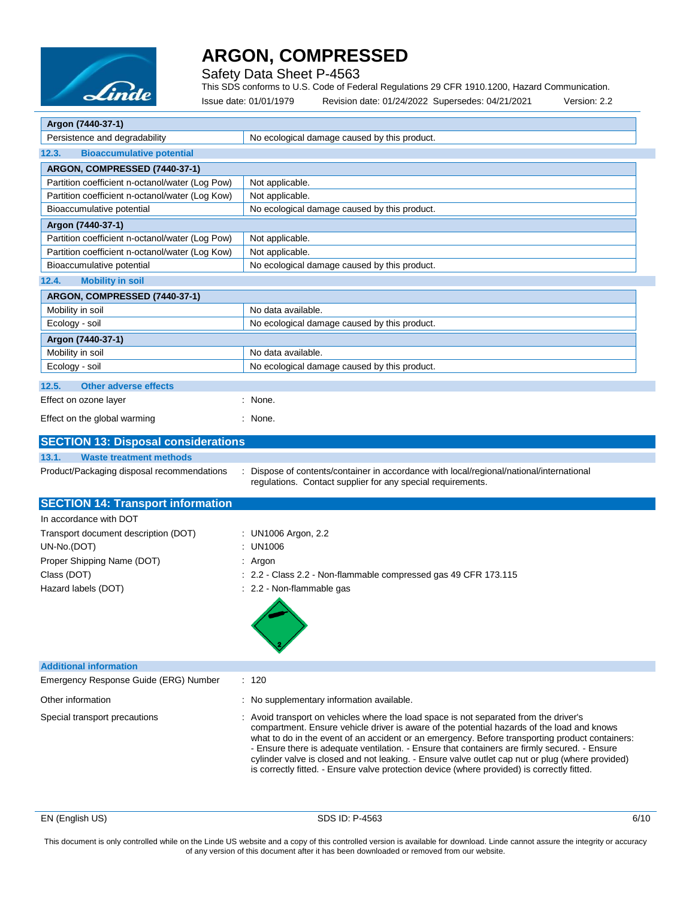| Argon (7440-37-1) | |
|---|---|
| Persistence and degradability | No ecological damage caused by this product. |

### 12.3. Bioaccumulative potential

| ARGON, COMPRESSED (7440-37-1) | |
|---|---|
| Partition coefficient n-octanol/water (Log Pow) | Not applicable. |
| Partition coefficient n-octanol/water (Log Kow) | Not applicable. |
| Bioaccumulative potential | No ecological damage caused by this product. |
| **Argon (7440-37-1)** | |
| Partition coefficient n-octanol/water (Log Pow) | Not applicable. |
| Partition coefficient n-octanol/water (Log Kow) | Not applicable. |
| Bioaccumulative potential | No ecological damage caused by this product. |

### 12.4. Mobility in soil

| ARGON, COMPRESSED (7440-37-1) | |
|---|---|
| Mobility in soil | No data available. |
| Ecology - soil | No ecological damage caused by this product. |
| **Argon (7440-37-1)** | |
| Mobility in soil | No data available. |
| Ecology - soil | No ecological damage caused by this product. |

### 12.5. Other adverse effects

Effect on ozone layer : None.

Effect on the global warming : None.

## SECTION 13: Disposal considerations

### 13.1. Waste treatment methods

Product/Packaging disposal recommendations : Dispose of contents/container in accordance with local/regional/national/international regulations. Contact supplier for any special requirements.

## SECTION 14: Transport information

In accordance with DOT

Transport document description (DOT) : UN1006 Argon, 2.2

UN-No.(DOT) : UN1006

Proper Shipping Name (DOT) : Argon

Class (DOT) : 2.2 - Class 2.2 - Non-flammable compressed gas 49 CFR 173.115

Hazard labels (DOT) : 2.2 - Non-flammable gas

### Additional information

Emergency Response Guide (ERG) Number : 120

Other information : No supplementary information available.

Special transport precautions : Avoid transport on vehicles where the load space is not separated from the driver's compartment. Ensure vehicle driver is aware of the potential hazards of the load and knows what to do in the event of an accident or an emergency. Before transporting product containers: - Ensure there is adequate ventilation. - Ensure that containers are firmly secured. - Ensure cylinder valve is closed and not leaking. - Ensure valve outlet cap nut or plug (where provided) is correctly fitted. - Ensure valve protection device (where provided) is correctly fitted.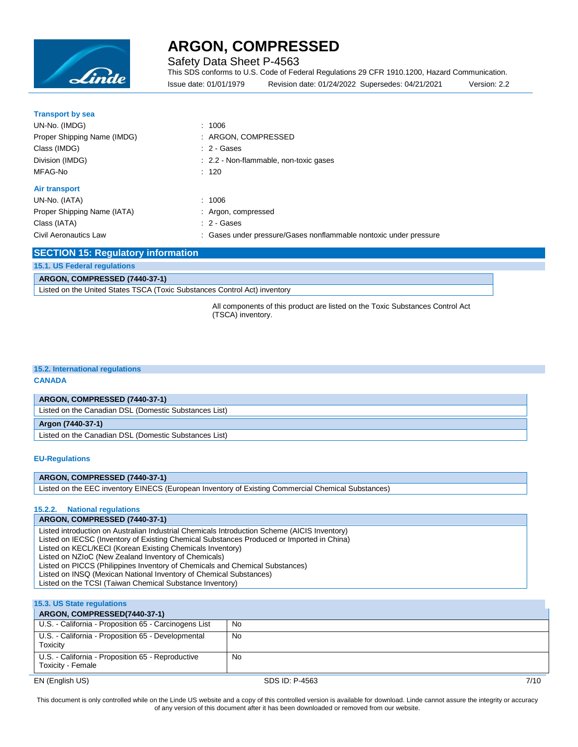**Transport by sea**

UN-No. (IMDG) : 1006
Proper Shipping Name (IMDG) : ARGON, COMPRESSED
Class (IMDG) : 2 - Gases
Division (IMDG) : 2.2 - Non-flammable, non-toxic gases
MFAG-No : 120

**Air transport**

UN-No. (IATA) : 1006
Proper Shipping Name (IATA) : Argon, compressed
Class (IATA) : 2 - Gases
Civil Aeronautics Law : Gases under pressure/Gases nonflammable nontoxic under pressure

## SECTION 15: Regulatory information

### 15.1. US Federal regulations

| ARGON, COMPRESSED (7440-37-1) |
|---|
| Listed on the United States TSCA (Toxic Substances Control Act) inventory |

All components of this product are listed on the Toxic Substances Control Act (TSCA) inventory.

### 15.2. International regulations

**CANADA**

| ARGON, COMPRESSED (7440-37-1) |
|---|
| Listed on the Canadian DSL (Domestic Substances List) |

| Argon (7440-37-1) |
|---|
| Listed on the Canadian DSL (Domestic Substances List) |

**EU-Regulations**

| ARGON, COMPRESSED (7440-37-1) |
|---|
| Listed on the EEC inventory EINECS (European Inventory of Existing Commercial Chemical Substances) |

#### 15.2.2. National regulations

| ARGON, COMPRESSED (7440-37-1) |
|---|
| Listed introduction on Australian Industrial Chemicals Introduction Scheme (AICIS Inventory)<br>Listed on IECSC (Inventory of Existing Chemical Substances Produced or Imported in China)<br>Listed on KECL/KECI (Korean Existing Chemicals Inventory)<br>Listed on NZIoC (New Zealand Inventory of Chemicals)<br>Listed on PICCS (Philippines Inventory of Chemicals and Chemical Substances)<br>Listed on INSQ (Mexican National Inventory of Chemical Substances)<br>Listed on the TCSI (Taiwan Chemical Substance Inventory) |

### 15.3. US State regulations

| ARGON, COMPRESSED(7440-37-1) | |
|---|---|
| U.S. - California - Proposition 65 - Carcinogens List | No |
| U.S. - California - Proposition 65 - Developmental Toxicity | No |
| U.S. - California - Proposition 65 - Reproductive Toxicity - Female | No |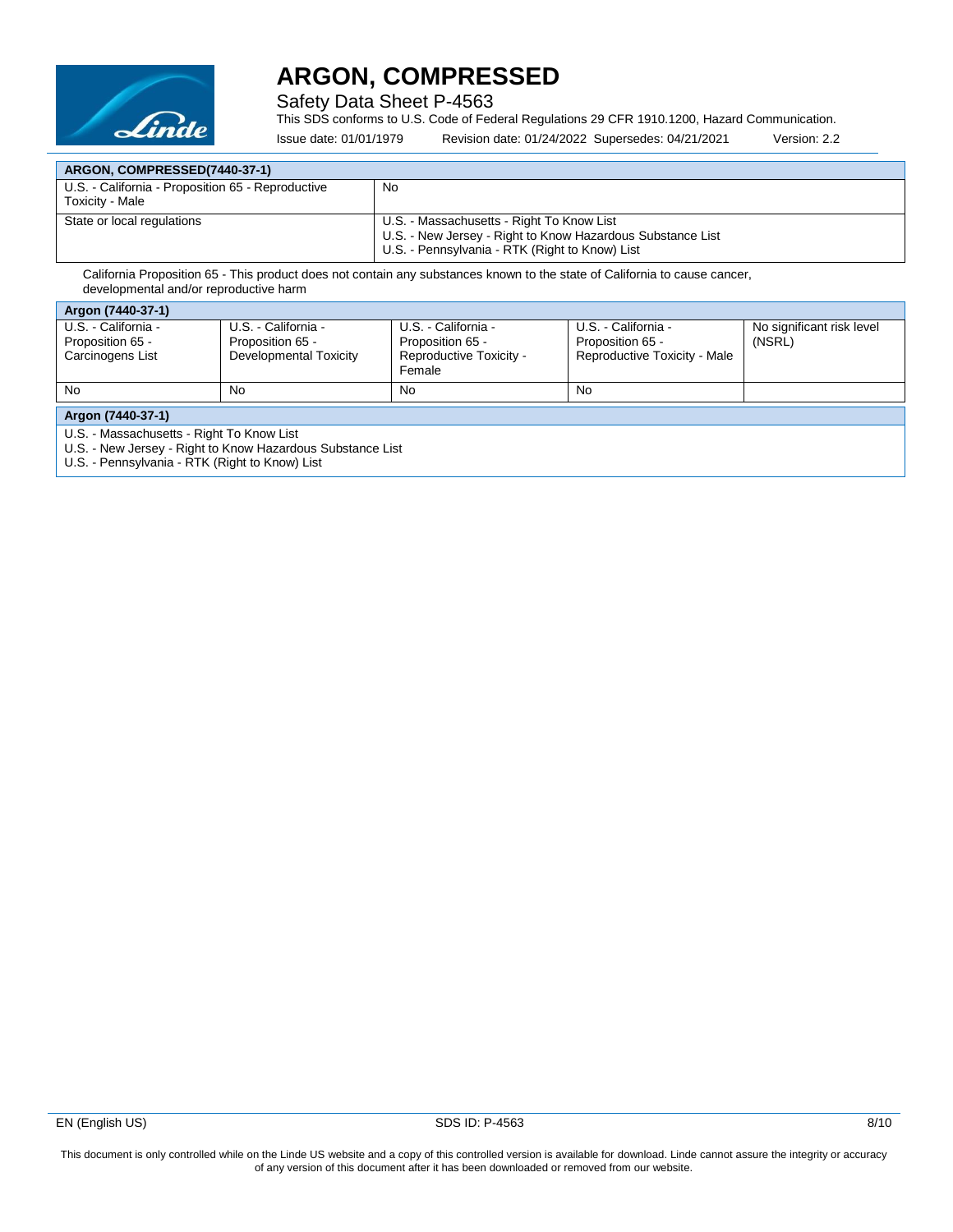| ARGON, COMPRESSED(7440-37-1) | |
|---|---|
| U.S. - California - Proposition 65 - Reproductive Toxicity - Male | No |
| State or local regulations | U.S. - Massachusetts - Right To Know List<br>U.S. - New Jersey - Right to Know Hazardous Substance List<br>U.S. - Pennsylvania - RTK (Right to Know) List |

California Proposition 65 - This product does not contain any substances known to the state of California to cause cancer, developmental and/or reproductive harm

| Argon (7440-37-1) | | | | |
|---|---|---|---|---|
| U.S. - California - Proposition 65 - Carcinogens List | U.S. - California - Proposition 65 - Developmental Toxicity | U.S. - California - Proposition 65 - Reproductive Toxicity - Female | U.S. - California - Proposition 65 - Reproductive Toxicity - Male | No significant risk level (NSRL) |
| No | No | No | No | |

| Argon (7440-37-1) |
|---|
| U.S. - Massachusetts - Right To Know List<br>U.S. - New Jersey - Right to Know Hazardous Substance List<br>U.S. - Pennsylvania - RTK (Right to Know) List |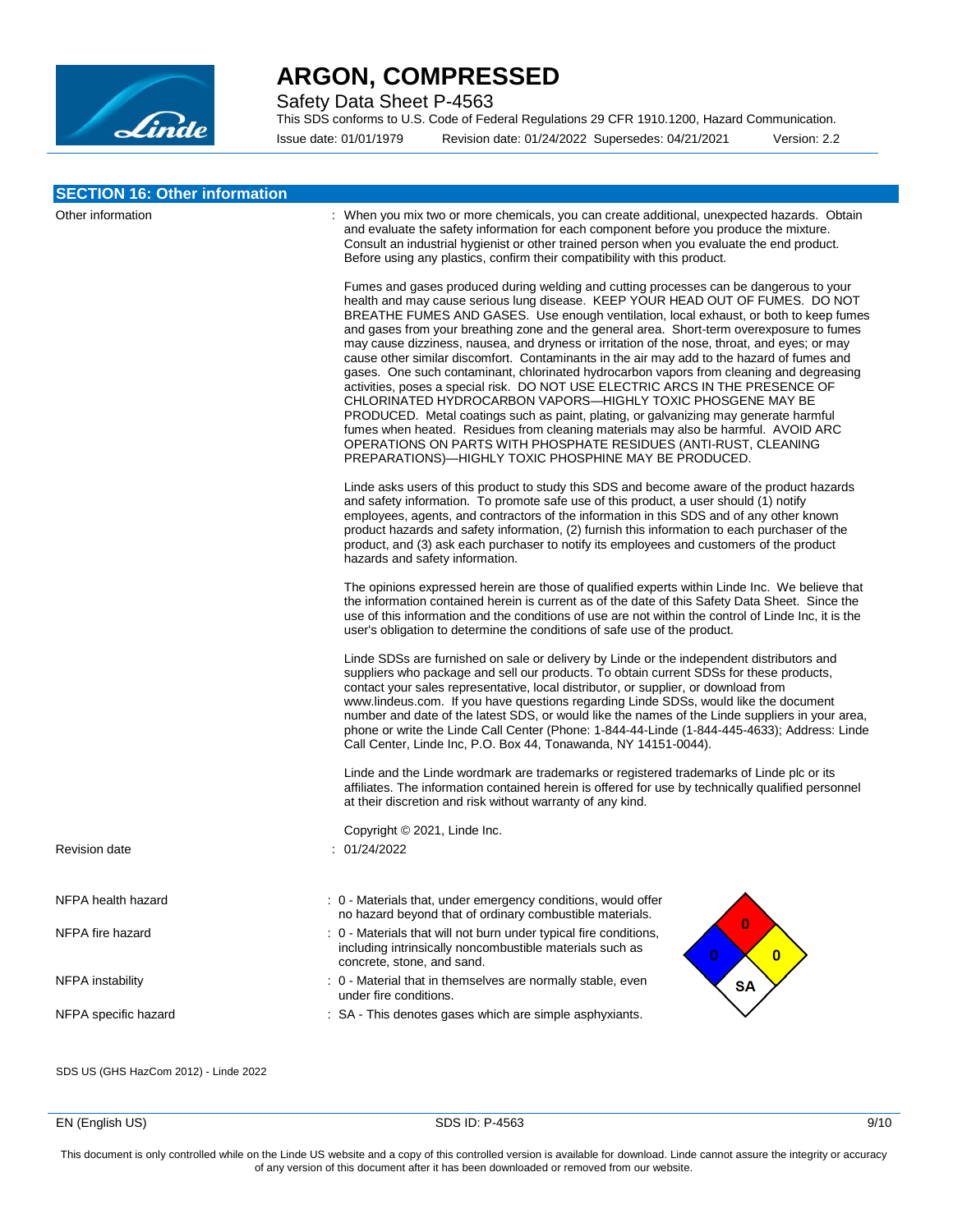## SECTION 16: Other information

Other information : When you mix two or more chemicals, you can create additional, unexpected hazards. Obtain and evaluate the safety information for each component before you produce the mixture. Consult an industrial hygienist or other trained person when you evaluate the end product. Before using any plastics, confirm their compatibility with this product.

Fumes and gases produced during welding and cutting processes can be dangerous to your health and may cause serious lung disease. KEEP YOUR HEAD OUT OF FUMES. DO NOT BREATHE FUMES AND GASES. Use enough ventilation, local exhaust, or both to keep fumes and gases from your breathing zone and the general area. Short-term overexposure to fumes may cause dizziness, nausea, and dryness or irritation of the nose, throat, and eyes; or may cause other similar discomfort. Contaminants in the air may add to the hazard of fumes and gases. One such contaminant, chlorinated hydrocarbon vapors from cleaning and degreasing activities, poses a special risk. DO NOT USE ELECTRIC ARCS IN THE PRESENCE OF CHLORINATED HYDROCARBON VAPORS—HIGHLY TOXIC PHOSGENE MAY BE PRODUCED. Metal coatings such as paint, plating, or galvanizing may generate harmful fumes when heated. Residues from cleaning materials may also be harmful. AVOID ARC OPERATIONS ON PARTS WITH PHOSPHATE RESIDUES (ANTI-RUST, CLEANING PREPARATIONS)—HIGHLY TOXIC PHOSPHINE MAY BE PRODUCED.

Linde asks users of this product to study this SDS and become aware of the product hazards and safety information. To promote safe use of this product, a user should (1) notify employees, agents, and contractors of the information in this SDS and of any other known product hazards and safety information, (2) furnish this information to each purchaser of the product, and (3) ask each purchaser to notify its employees and customers of the product hazards and safety information.

The opinions expressed herein are those of qualified experts within Linde Inc. We believe that the information contained herein is current as of the date of this Safety Data Sheet. Since the use of this information and the conditions of use are not within the control of Linde Inc, it is the user's obligation to determine the conditions of safe use of the product.

Linde SDSs are furnished on sale or delivery by Linde or the independent distributors and suppliers who package and sell our products. To obtain current SDSs for these products, contact your sales representative, local distributor, or supplier, or download from www.lindeus.com. If you have questions regarding Linde SDSs, would like the document number and date of the latest SDS, or would like the names of the Linde suppliers in your area, phone or write the Linde Call Center (Phone: 1-844-44-Linde (1-844-445-4633); Address: Linde Call Center, Linde Inc, P.O. Box 44, Tonawanda, NY 14151-0044).

Linde and the Linde wordmark are trademarks or registered trademarks of Linde plc or its affiliates. The information contained herein is offered for use by technically qualified personnel at their discretion and risk without warranty of any kind.

Copyright © 2021, Linde Inc.

Revision date : 01/24/2022

NFPA health hazard : 0 - Materials that, under emergency conditions, would offer no hazard beyond that of ordinary combustible materials.

NFPA fire hazard : 0 - Materials that will not burn under typical fire conditions, including intrinsically noncombustible materials such as concrete, stone, and sand.

NFPA instability : 0 - Material that in themselves are normally stable, even under fire conditions.

NFPA specific hazard : SA - This denotes gases which are simple asphyxiants.

SDS US (GHS HazCom 2012) - Linde 2022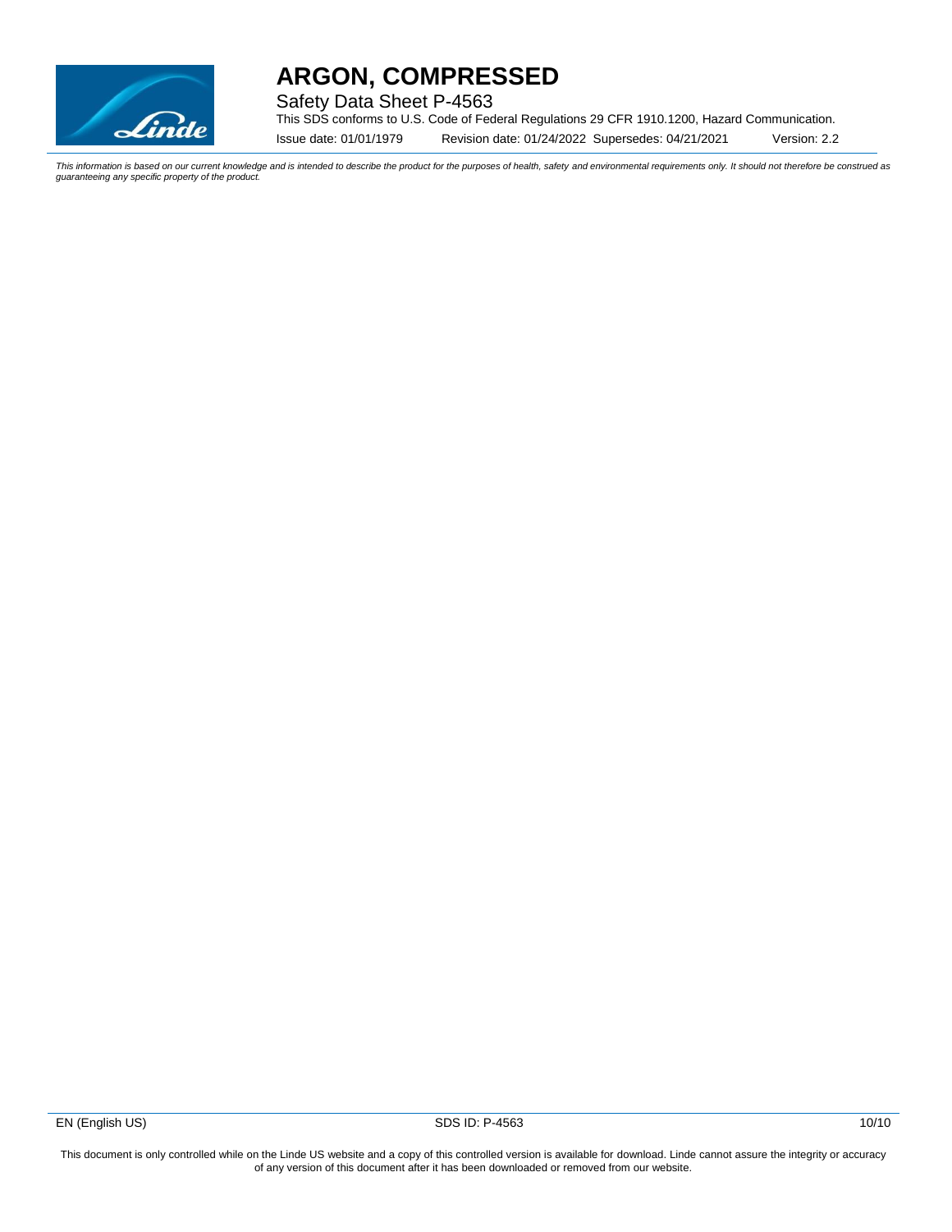This information is based on our current knowledge and is intended to describe the product for the purposes of health, safety and environmental requirements only. It should not therefore be construed as guaranteeing any specific property of the product.

This document is only controlled while on the Linde US website and a copy of this controlled version is available for download. Linde cannot assure the integrity or accuracy of any version of this document after it has been downloaded or removed from our website.